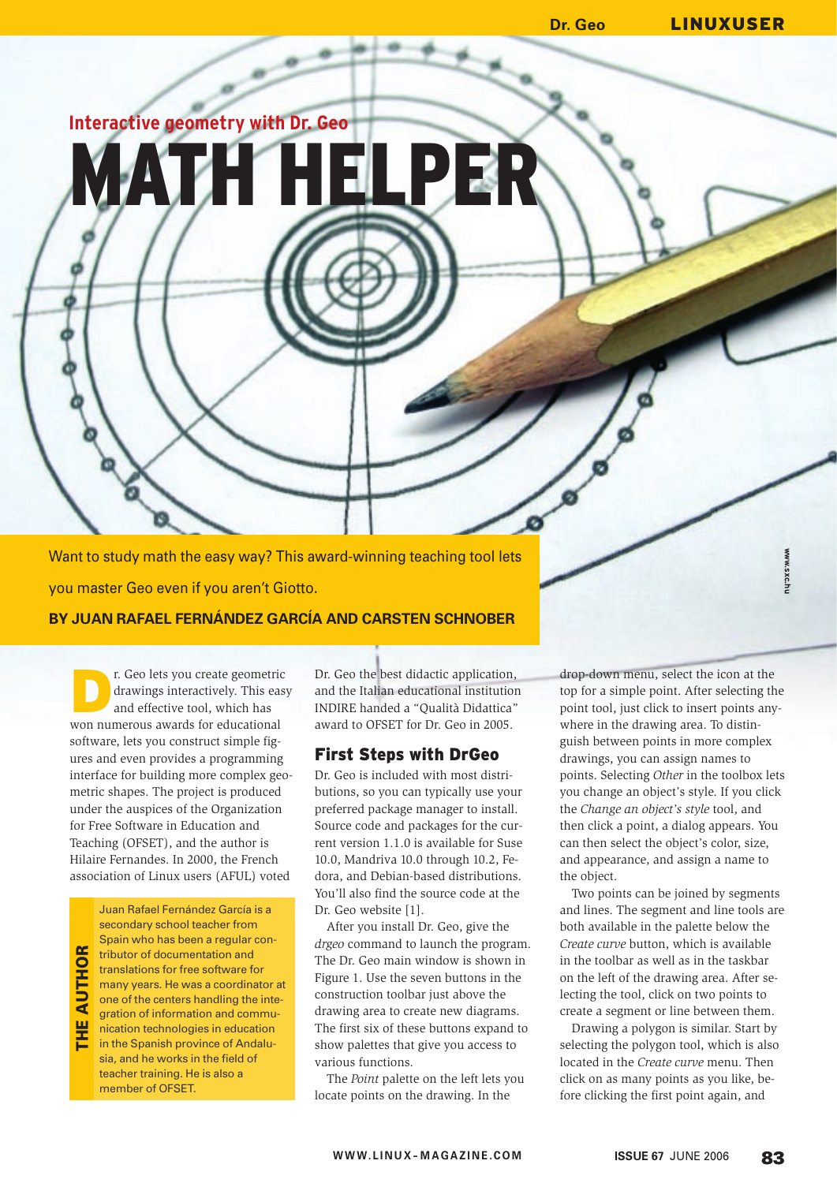Interactive geometry with Dr. Geo

# MATH HELPER

Want to study math the easy way? This award-winning teaching tool lets you master Geo even if you aren't Giotto.

**BY JUAN RAFAEL FERNÁNDEZ GARCÍA AND CARSTEN SCHNOBER**

Dr. Geo lets you create geometric drawings interactively. This easy and effective tool, which has won numerous awards for educational software, lets you construct simple figures and even provides a programming interface for building more complex geometric shapes. The project is produced under the auspices of the Organization for Free Software in Education and Teaching (OFSET), and the author is Hilaire Fernandes. In 2000, the French association of Linux users (AFUL) voted Dr. Geo the best didactic application, and the Italian educational institution INDIRE handed a "Qualità Didattica" award to OFSET for Dr. Geo in 2005.

## First Steps with DrGeo

Dr. Geo is included with most distributions, so you can typically use your preferred package manager to install. Source code and packages for the current version 1.1.0 is available for Suse 10.0, Mandriva 10.0 through 10.2, Fedora, and Debian-based distributions. You'll also find the source code at the Dr. Geo website [1].

After you install Dr. Geo, give the *drgeo* command to launch the program. The Dr. Geo main window is shown in Figure 1. Use the seven buttons in the construction toolbar just above the drawing area to create new diagrams. The first six of these buttons expand to show palettes that give you access to various functions.

The *Point* palette on the left lets you locate points on the drawing. In the drop-down menu, select the icon at the top for a simple point. After selecting the point tool, just click to insert points anywhere in the drawing area. To distinguish between points in more complex drawings, you can assign names to points. Selecting *Other* in the toolbox lets you change an object's style. If you click the *Change an object's style* tool, and then click a point, a dialog appears. You can then select the object's color, size, and appearance, and assign a name to the object.

Two points can be joined by segments and lines. The segment and line tools are both available in the palette below the *Create curve* button, which is available in the toolbar as well as in the taskbar on the left of the drawing area. After selecting the tool, click on two points to create a segment or line between them.

Drawing a polygon is similar. Start by selecting the polygon tool, which is also located in the *Create curve* menu. Then click on as many points as you like, before clicking the first point again, and

**THE AUTHOR**

Juan Rafael Fernández García is a secondary school teacher from Spain who has been a regular contributor of documentation and translations for free software for many years. He was a coordinator at one of the centers handling the integration of information and communication technologies in education in the Spanish province of Andalusia, and he works in the field of teacher training. He is also a member of OFSET.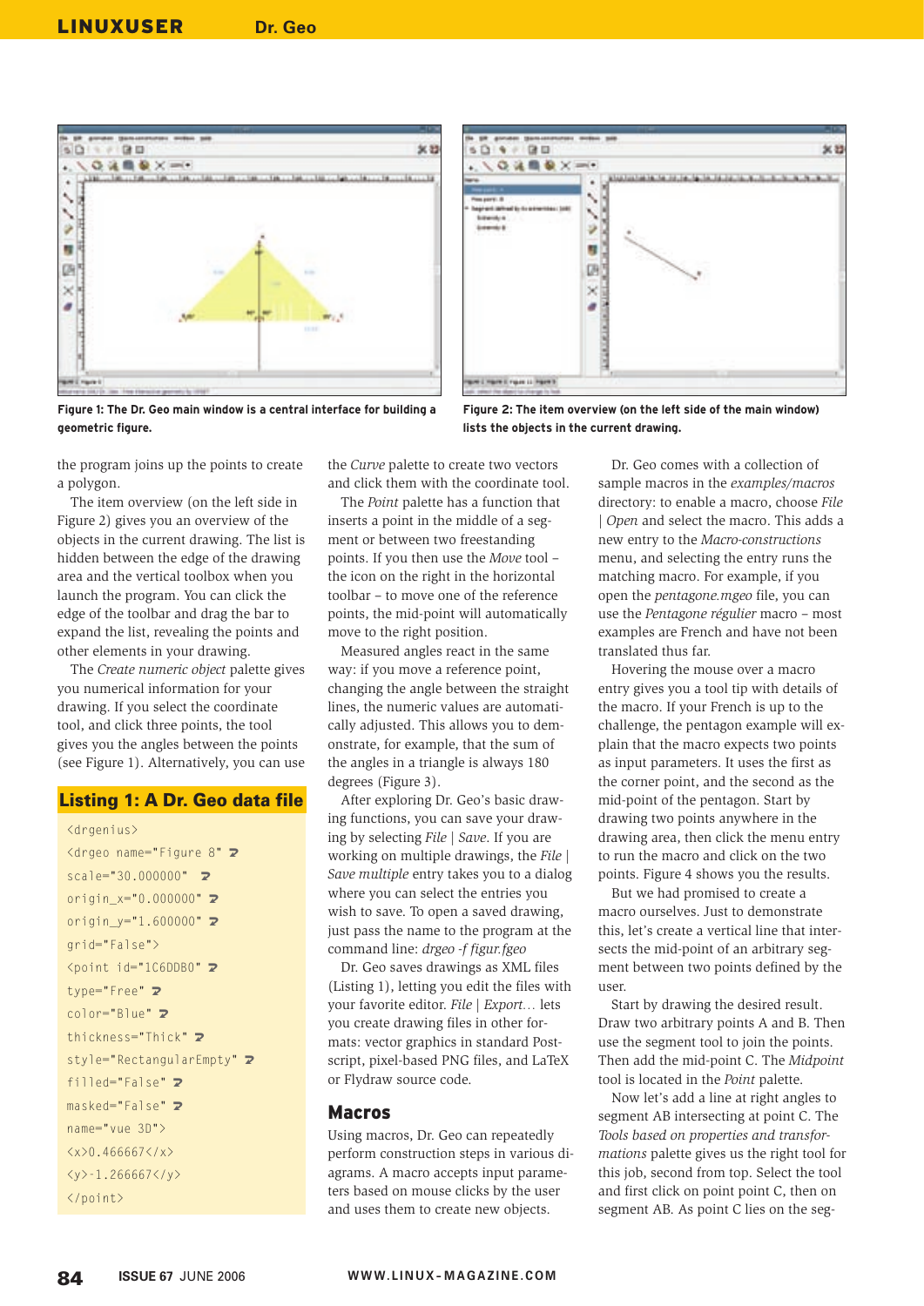Figure 1: The Dr. Geo main window is a central interface for building a geometric figure.

Figure 2: The item overview (on the left side of the main window) lists the objects in the current drawing.

the program joins up the points to create a polygon.

The item overview (on the left side in Figure 2) gives you an overview of the objects in the current drawing. The list is hidden between the edge of the drawing area and the vertical toolbox when you launch the program. You can click the edge of the toolbar and drag the bar to expand the list, revealing the points and other elements in your drawing.

The *Create numeric object* palette gives you numerical information for your drawing. If you select the coordinate tool, and click three points, the tool gives you the angles between the points (see Figure 1). Alternatively, you can use the *Curve* palette to create two vectors and click them with the coordinate tool.

The *Point* palette has a function that inserts a point in the middle of a segment or between two freestanding points. If you then use the *Move* tool – the icon on the right in the horizontal toolbar – to move one of the reference points, the mid-point will automatically move to the right position.

Measured angles react in the same way: if you move a reference point, changing the angle between the straight lines, the numeric values are automatically adjusted. This allows you to demonstrate, for example, that the sum of the angles in a triangle is always 180 degrees (Figure 3).

After exploring Dr. Geo's basic drawing functions, you can save your drawing by selecting *File* | *Save*. If you are working on multiple drawings, the *File* | *Save multiple* entry takes you to a dialog where you can select the entries you wish to save. To open a saved drawing, just pass the name to the program at the command line: *drgeo -f figur.fgeo*

Dr. Geo saves drawings as XML files (Listing 1), letting you edit the files with your favorite editor. *File* | *Export…* lets you create drawing files in other formats: vector graphics in standard Postscript, pixel-based PNG files, and LaTeX or Flydraw source code.

### Listing 1: A Dr. Geo data file

```
<drgenius>
<drgeo name="Figure 8" ⮐
scale="30.000000" ⮐
origin_x="0.000000" ⮐
origin_y="1.600000" ⮐
grid="False">
<point id="1C6DDB0" ⮐
type="Free" ⮐
color="Blue" ⮐
thickness="Thick" ⮐
style="RectangularEmpty" ⮐
filled="False" ⮐
masked="False" ⮐
name="vue 3D">
<x>0.466667</x>
<y>-1.266667</y>
</point>
```

## Macros

Using macros, Dr. Geo can repeatedly perform construction steps in various diagrams. A macro accepts input parameters based on mouse clicks by the user and uses them to create new objects.

Dr. Geo comes with a collection of sample macros in the *examples/macros* directory: to enable a macro, choose *File* | *Open* and select the macro. This adds a new entry to the *Macro-constructions* menu, and selecting the entry runs the matching macro. For example, if you open the *pentagone.mgeo* file, you can use the *Pentagone régulier* macro – most examples are French and have not been translated thus far.

Hovering the mouse over a macro entry gives you a tool tip with details of the macro. If your French is up to the challenge, the pentagon example will explain that the macro expects two points as input parameters. It uses the first as the corner point, and the second as the mid-point of the pentagon. Start by drawing two points anywhere in the drawing area, then click the menu entry to run the macro and click on the two points. Figure 4 shows you the results.

But we had promised to create a macro ourselves. Just to demonstrate this, let's create a vertical line that intersects the mid-point of an arbitrary segment between two points defined by the user.

Start by drawing the desired result. Draw two arbitrary points A and B. Then use the segment tool to join the points. Then add the mid-point C. The *Midpoint* tool is located in the *Point* palette.

Now let's add a line at right angles to segment AB intersecting at point C. The *Tools based on properties and transformations* palette gives us the right tool for this job, second from top. Select the tool and first click on point point C, then on segment AB. As point C lies on the seg-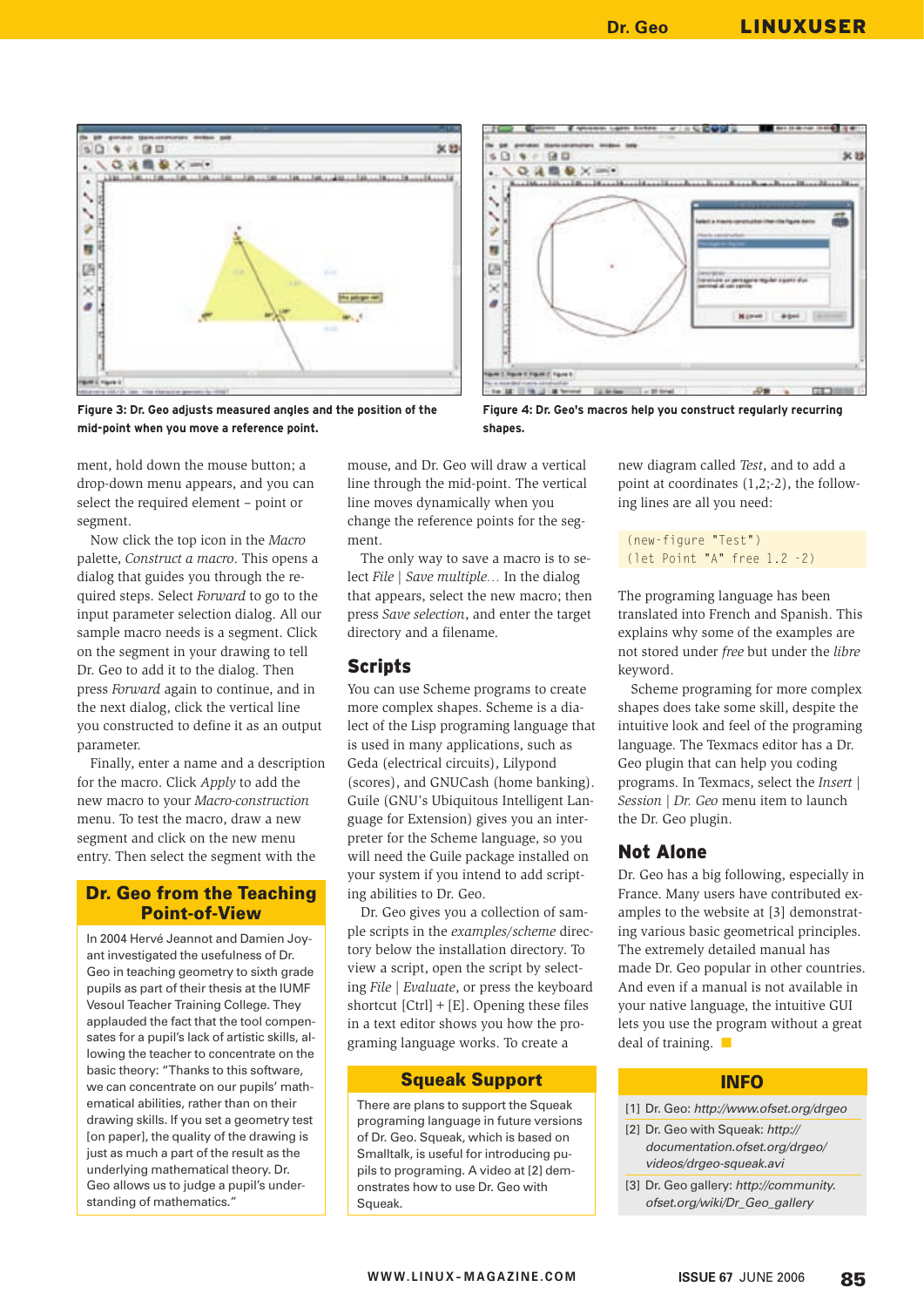Figure 3: Dr. Geo adjusts measured angles and the position of the mid-point when you move a reference point.

Figure 4: Dr. Geo's macros help you construct regularly recurring shapes.

ment, hold down the mouse button; a drop-down menu appears, and you can select the required element – point or segment.

Now click the top icon in the *Macro* palette, *Construct a macro*. This opens a dialog that guides you through the required steps. Select *Forward* to go to the input parameter selection dialog. All our sample macro needs is a segment. Click on the segment in your drawing to tell Dr. Geo to add it to the dialog. Then press *Forward* again to continue, and in the next dialog, click the vertical line you constructed to define it as an output parameter.

Finally, enter a name and a description for the macro. Click *Apply* to add the new macro to your *Macro-construction* menu. To test the macro, draw a new segment and click on the new menu entry. Then select the segment with the mouse, and Dr. Geo will draw a vertical line through the mid-point. The vertical line moves dynamically when you change the reference points for the segment.

The only way to save a macro is to select *File* | *Save multiple…* In the dialog that appears, select the new macro; then press *Save selection*, and enter the target directory and a filename.

## Dr. Geo from the Teaching Point-of-View

In 2004 Hervé Jeannot and Damien Joyant investigated the usefulness of Dr. Geo in teaching geometry to sixth grade pupils as part of their thesis at the IUMF Vesoul Teacher Training College. They applauded the fact that the tool compensates for a pupil's lack of artistic skills, allowing the teacher to concentrate on the basic theory: "Thanks to this software, we can concentrate on our pupils' mathematical abilities, rather than on their drawing skills. If you set a geometry test [on paper], the quality of the drawing is just as much a part of the result as the underlying mathematical theory. Dr. Geo allows us to judge a pupil's understanding of mathematics."

## Scripts

You can use Scheme programs to create more complex shapes. Scheme is a dialect of the Lisp programing language that is used in many applications, such as Geda (electrical circuits), Lilypond (scores), and GNUCash (home banking). Guile (GNU's Ubiquitous Intelligent Language for Extension) gives you an interpreter for the Scheme language, so you will need the Guile package installed on your system if you intend to add scripting abilities to Dr. Geo.

Dr. Geo gives you a collection of sample scripts in the *examples/scheme* directory below the installation directory. To view a script, open the script by selecting *File* | *Evaluate*, or press the keyboard shortcut [Ctrl] + [E]. Opening these files in a text editor shows you how the programing language works. To create a new diagram called *Test*, and to add a point at coordinates (1,2;-2), the following lines are all you need:

```
(new-figure "Test")
(let Point "A" free 1.2 -2)
```

The programing language has been translated into French and Spanish. This explains why some of the examples are not stored under *free* but under the *libre* keyword.

Scheme programing for more complex shapes does take some skill, despite the intuitive look and feel of the programing language. The Texmacs editor has a Dr. Geo plugin that can help you coding programs. In Texmacs, select the *Insert* | *Session* | *Dr. Geo* menu item to launch the Dr. Geo plugin.

## Squeak Support

There are plans to support the Squeak programing language in future versions of Dr. Geo. Squeak, which is based on Smalltalk, is useful for introducing pupils to programing. A video at [2] demonstrates how to use Dr. Geo with Squeak.

## Not Alone

Dr. Geo has a big following, especially in France. Many users have contributed examples to the website at [3] demonstrating various basic geometrical principles. The extremely detailed manual has made Dr. Geo popular in other countries. And even if a manual is not available in your native language, the intuitive GUI lets you use the program without a great deal of training. ■

## INFO

[1] Dr. Geo: *http://www.ofset.org/drgeo*

[2] Dr. Geo with Squeak: *http://documentation.ofset.org/drgeo/videos/drgeo-squeak.avi*

[3] Dr. Geo gallery: *http://community.ofset.org/wiki/Dr_Geo_gallery*